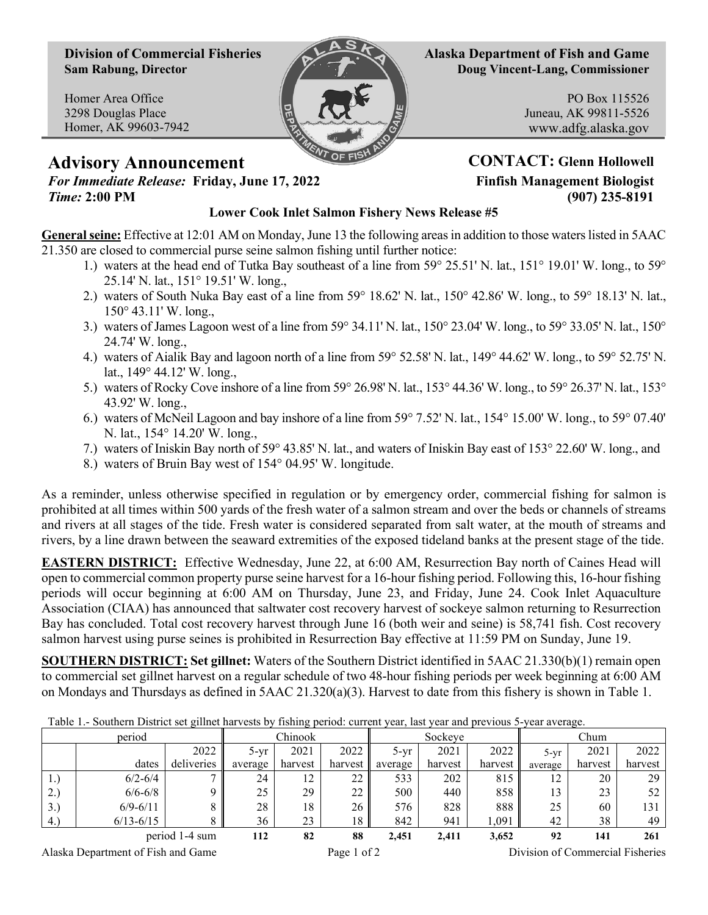**Division of Commercial Fisheries**
**Sam Rabung, Director**

Homer Area Office
3298 Douglas Place
Homer, AK 99603-7942

**Alaska Department of Fish and Game**
**Doug Vincent-Lang, Commissioner**

PO Box 115526
Juneau, AK 99811-5526
www.adfg.alaska.gov

# Advisory Announcement

***For Immediate Release:*** **Friday, June 17, 2022**
***Time:*** **2:00 PM**

**CONTACT: Glenn Hollowell**
**Finfish Management Biologist**
**(907) 235-8191**

**Lower Cook Inlet Salmon Fishery News Release #5**

**General seine:** Effective at 12:01 AM on Monday, June 13 the following areas in addition to those waters listed in 5AAC 21.350 are closed to commercial purse seine salmon fishing until further notice:

1.) waters at the head end of Tutka Bay southeast of a line from 59° 25.51' N. lat., 151° 19.01' W. long., to 59° 25.14' N. lat., 151° 19.51' W. long.,
2.) waters of South Nuka Bay east of a line from 59° 18.62' N. lat., 150° 42.86' W. long., to 59° 18.13' N. lat., 150° 43.11' W. long.,
3.) waters of James Lagoon west of a line from 59° 34.11' N. lat., 150° 23.04' W. long., to 59° 33.05' N. lat., 150° 24.74' W. long.,
4.) waters of Aialik Bay and lagoon north of a line from 59° 52.58' N. lat., 149° 44.62' W. long., to 59° 52.75' N. lat., 149° 44.12' W. long.,
5.) waters of Rocky Cove inshore of a line from 59° 26.98' N. lat., 153° 44.36' W. long., to 59° 26.37' N. lat., 153° 43.92' W. long.,
6.) waters of McNeil Lagoon and bay inshore of a line from 59° 7.52' N. lat., 154° 15.00' W. long., to 59° 07.40' N. lat., 154° 14.20' W. long.,
7.) waters of Iniskin Bay north of 59° 43.85' N. lat., and waters of Iniskin Bay east of 153° 22.60' W. long., and
8.) waters of Bruin Bay west of 154° 04.95' W. longitude.

As a reminder, unless otherwise specified in regulation or by emergency order, commercial fishing for salmon is prohibited at all times within 500 yards of the fresh water of a salmon stream and over the beds or channels of streams and rivers at all stages of the tide. Fresh water is considered separated from salt water, at the mouth of streams and rivers, by a line drawn between the seaward extremities of the exposed tideland banks at the present stage of the tide.

**EASTERN DISTRICT:** Effective Wednesday, June 22, at 6:00 AM, Resurrection Bay north of Caines Head will open to commercial common property purse seine harvest for a 16-hour fishing period. Following this, 16-hour fishing periods will occur beginning at 6:00 AM on Thursday, June 23, and Friday, June 24. Cook Inlet Aquaculture Association (CIAA) has announced that saltwater cost recovery harvest of sockeye salmon returning to Resurrection Bay has concluded. Total cost recovery harvest through June 16 (both weir and seine) is 58,741 fish. Cost recovery salmon harvest using purse seines is prohibited in Resurrection Bay effective at 11:59 PM on Sunday, June 19.

**SOUTHERN DISTRICT: Set gillnet:** Waters of the Southern District identified in 5AAC 21.330(b)(1) remain open to commercial set gillnet harvest on a regular schedule of two 48-hour fishing periods per week beginning at 6:00 AM on Mondays and Thursdays as defined in 5AAC 21.320(a)(3). Harvest to date from this fishery is shown in Table 1.

Table 1.- Southern District set gillnet harvests by fishing period: current year, last year and previous 5-year average.

| period | | | Chinook | | | Sockeye | | | Chum | | |
|---|---|---|---|---|---|---|---|---|---|---|---|
| | dates | 2022 deliveries | 5-yr average | 2021 harvest | 2022 harvest | 5-yr average | 2021 harvest | 2022 harvest | 5-yr average | 2021 harvest | 2022 harvest |
| 1.) | 6/2-6/4 | 7 | 24 | 12 | 22 | 533 | 202 | 815 | 12 | 20 | 29 |
| 2.) | 6/6-6/8 | 9 | 25 | 29 | 22 | 500 | 440 | 858 | 13 | 23 | 52 |
| 3.) | 6/9-6/11 | 8 | 28 | 18 | 26 | 576 | 828 | 888 | 25 | 60 | 131 |
| 4.) | 6/13-6/15 | 8 | 36 | 23 | 18 | 842 | 941 | 1,091 | 42 | 38 | 49 |
| | period 1-4 sum | | **112** | **82** | **88** | **2,451** | **2,411** | **3,652** | **92** | **141** | **261** |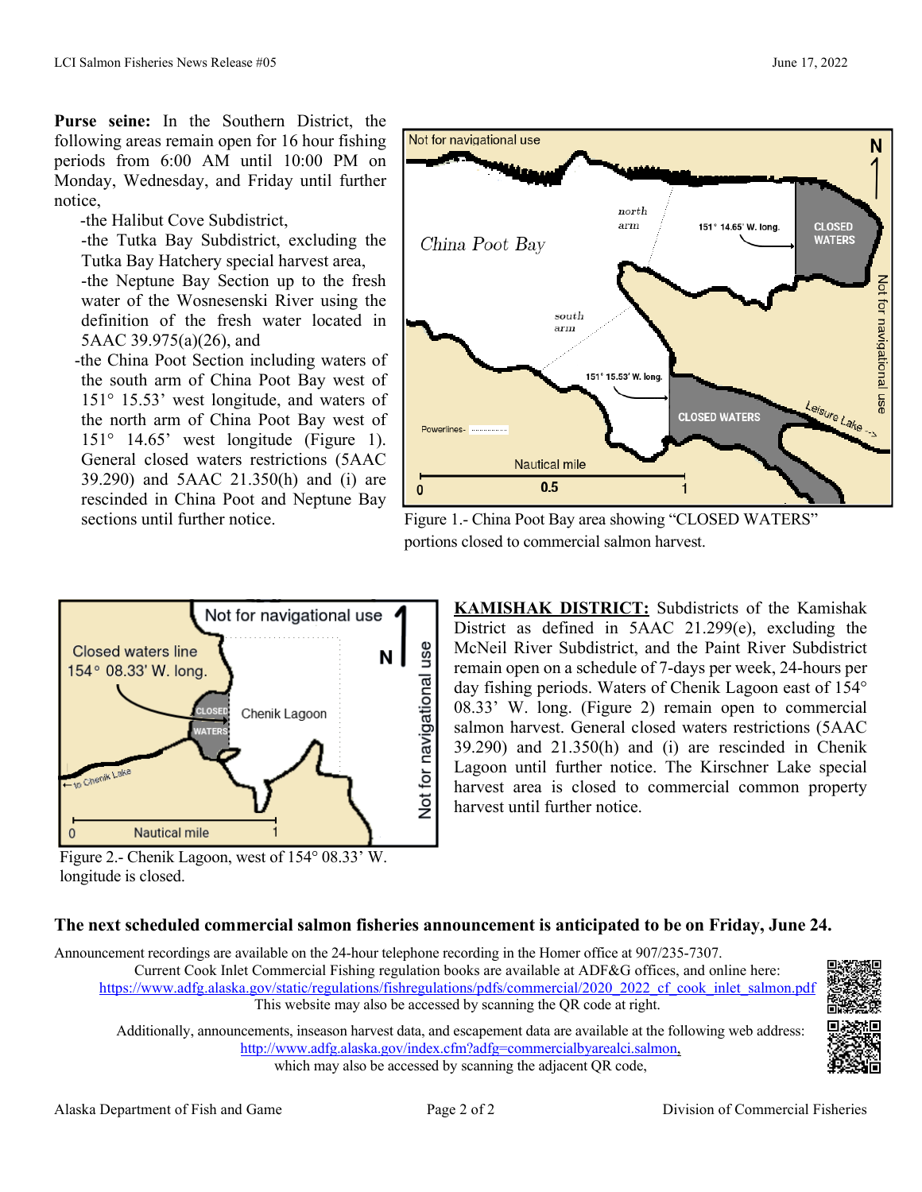**Purse seine:** In the Southern District, the following areas remain open for 16 hour fishing periods from 6:00 AM until 10:00 PM on Monday, Wednesday, and Friday until further notice,

- the Halibut Cove Subdistrict,
- the Tutka Bay Subdistrict, excluding the Tutka Bay Hatchery special harvest area,
- the Neptune Bay Section up to the fresh water of the Wosnesenski River using the definition of the fresh water located in 5AAC 39.975(a)(26), and
- the China Poot Section including waters of the south arm of China Poot Bay west of 151° 15.53' west longitude, and waters of the north arm of China Poot Bay west of 151° 14.65' west longitude (Figure 1). General closed waters restrictions (5AAC 39.290) and 5AAC 21.350(h) and (i) are rescinded in China Poot and Neptune Bay sections until further notice.

Not for navigational use
N
China Poot Bay
north arm
south arm
151° 14.65' W. long.
CLOSED WATERS
151° 15.53' W. long.
CLOSED WATERS
Leisure Lake -->
Powerlines-
Nautical mile
0
0.5
1
Not for navigational use

Figure 1.- China Poot Bay area showing "CLOSED WATERS" portions closed to commercial salmon harvest.

Not for navigational use
N
Closed waters line
154° 08.33' W. long.
CLOSED WATERS
Chenik Lagoon
← to Chenik Lake
0
Nautical mile
1
Not for navigational use

Figure 2.- Chenik Lagoon, west of 154° 08.33' W. longitude is closed.

**KAMISHAK DISTRICT:** Subdistricts of the Kamishak District as defined in 5AAC 21.299(e), excluding the McNeil River Subdistrict, and the Paint River Subdistrict remain open on a schedule of 7-days per week, 24-hours per day fishing periods. Waters of Chenik Lagoon east of 154° 08.33' W. long. (Figure 2) remain open to commercial salmon harvest. General closed waters restrictions (5AAC 39.290) and 21.350(h) and (i) are rescinded in Chenik Lagoon until further notice. The Kirschner Lake special harvest area is closed to commercial common property harvest until further notice.

**The next scheduled commercial salmon fisheries announcement is anticipated to be on Friday, June 24.**

Announcement recordings are available on the 24-hour telephone recording in the Homer office at 907/235-7307.
Current Cook Inlet Commercial Fishing regulation books are available at ADF&G offices, and online here:
https://www.adfg.alaska.gov/static/regulations/fishregulations/pdfs/commercial/2020_2022_cf_cook_inlet_salmon.pdf
This website may also be accessed by scanning the QR code at right.

Additionally, announcements, inseason harvest data, and escapement data are available at the following web address:
http://www.adfg.alaska.gov/index.cfm?adfg=commercialbyarealci.salmon,
which may also be accessed by scanning the adjacent QR code,

Alaska Department of Fish and Game | Division of Commercial Fisheries